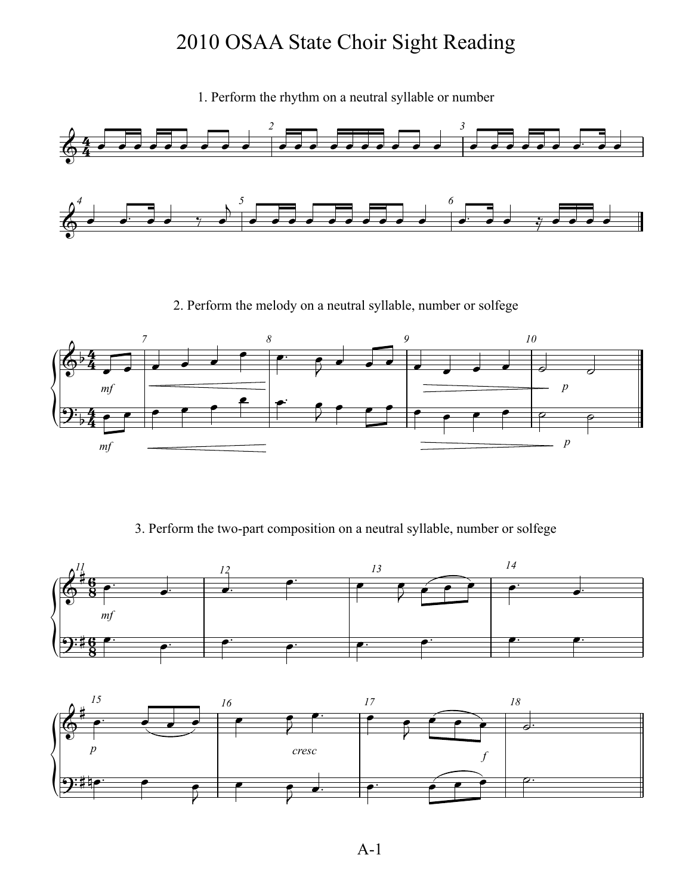# 2010 OSAA State Choir Sight Reading

1. Perform the rhythm on a neutral syllable or number

2. Perform the melody on a neutral syllable, number or solfege

3. Perform the two-part composition on a neutral syllable, number or solfege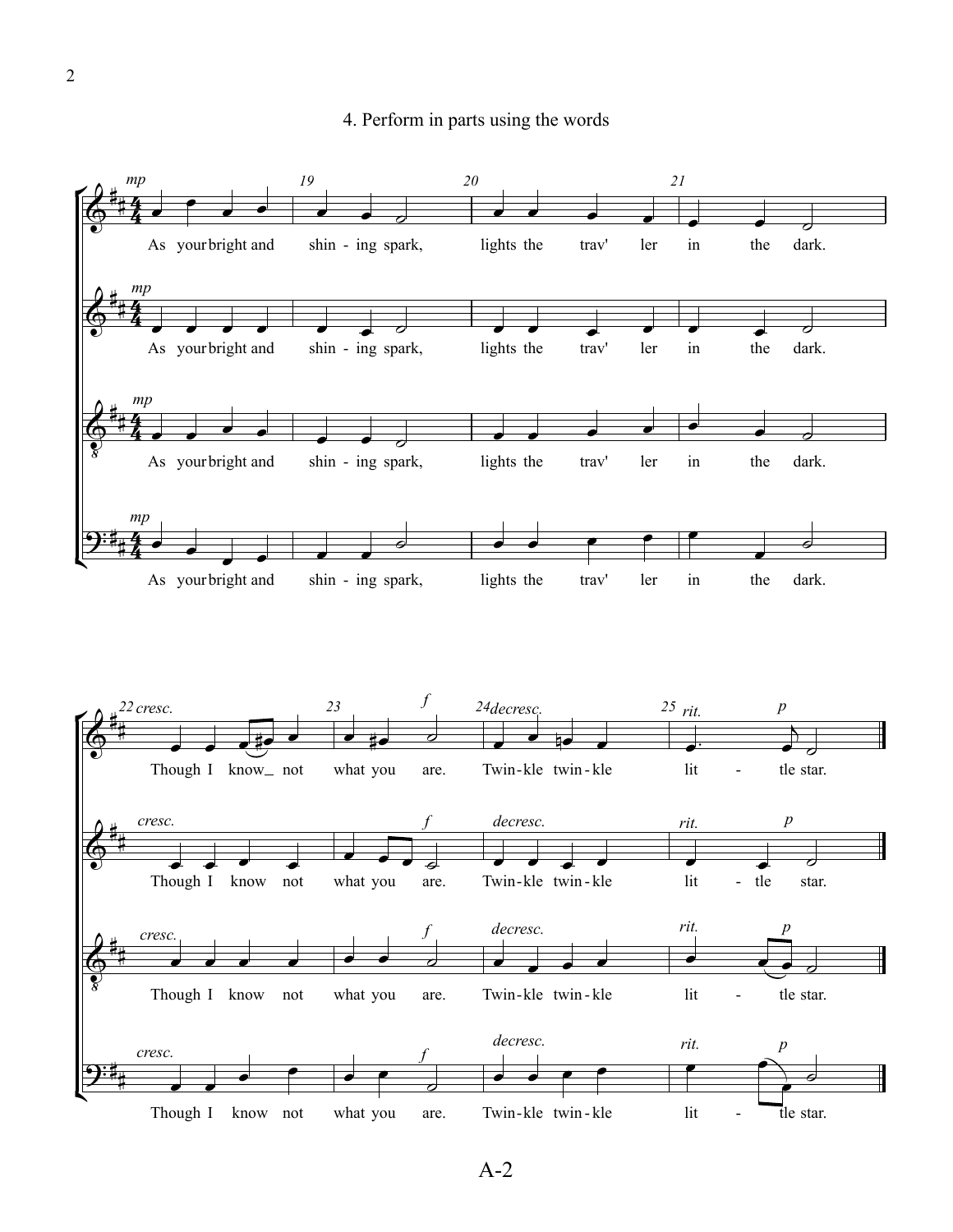## 4. Perform in parts using the words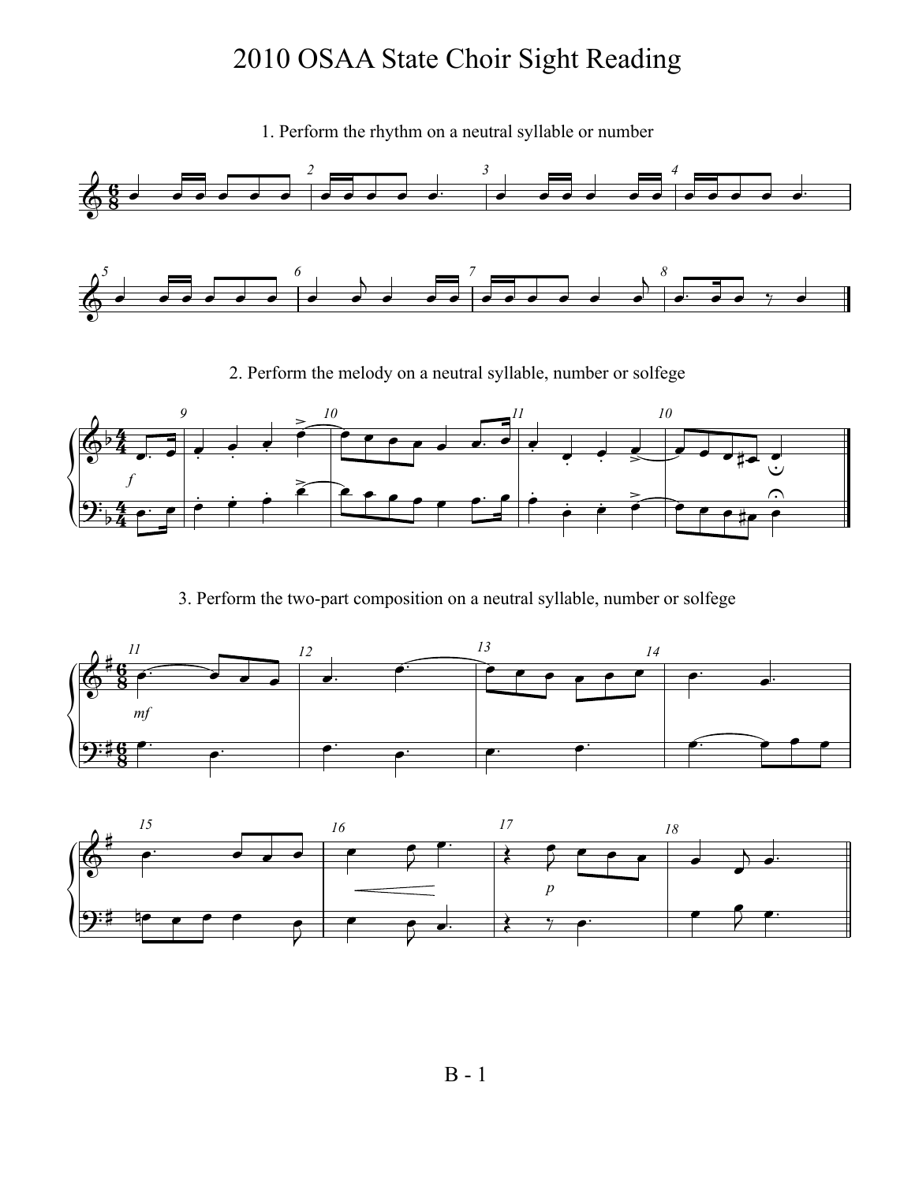# 2010 OSAA State Choir Sight Reading

1. Perform the rhythm on a neutral syllable or number

2. Perform the melody on a neutral syllable, number or solfege

3. Perform the two-part composition on a neutral syllable, number or solfege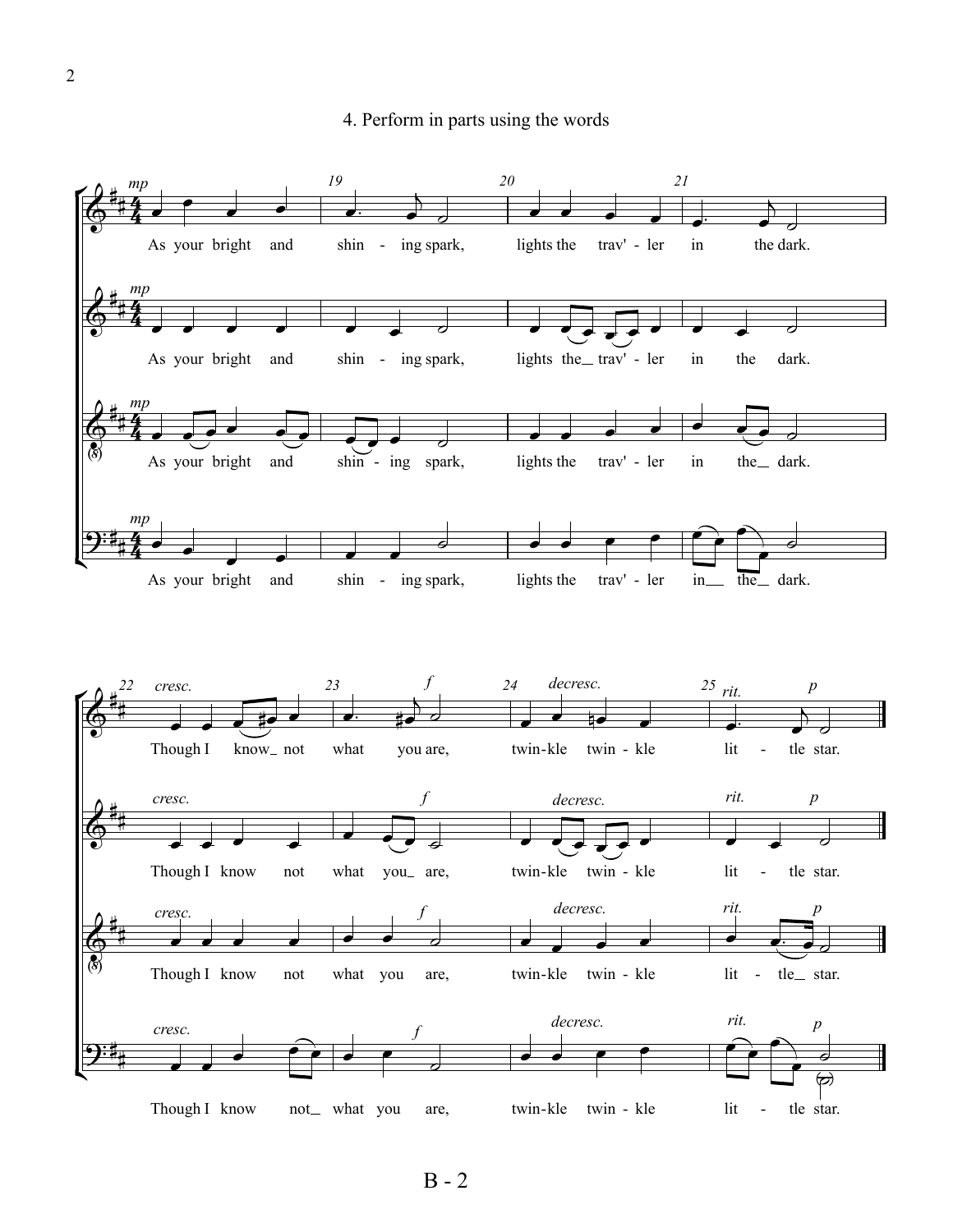## 4. Perform in parts using the words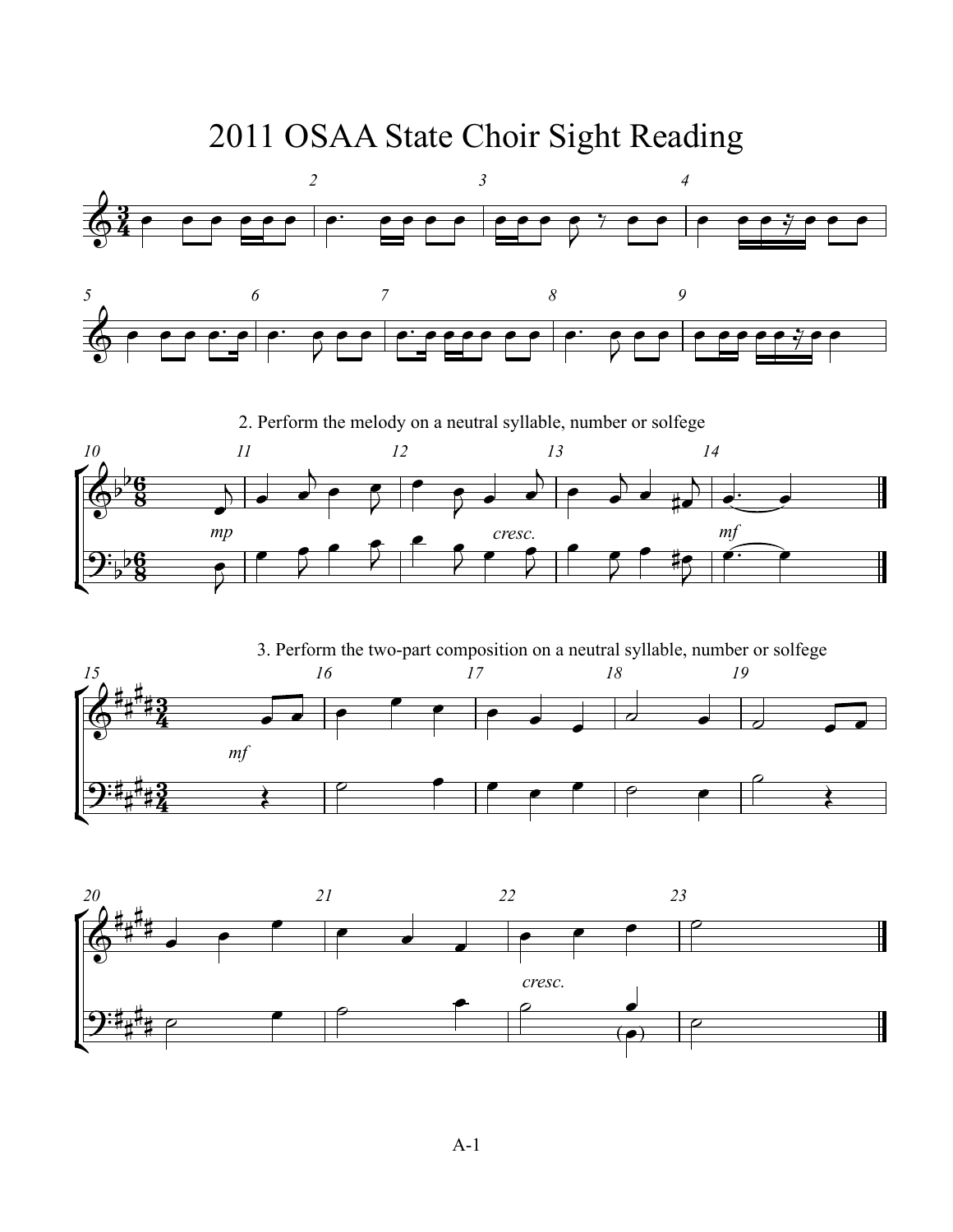# 2011 OSAA State Choir Sight Reading

2. Perform the melody on a neutral syllable, number or solfege

3. Perform the two-part composition on a neutral syllable, number or solfege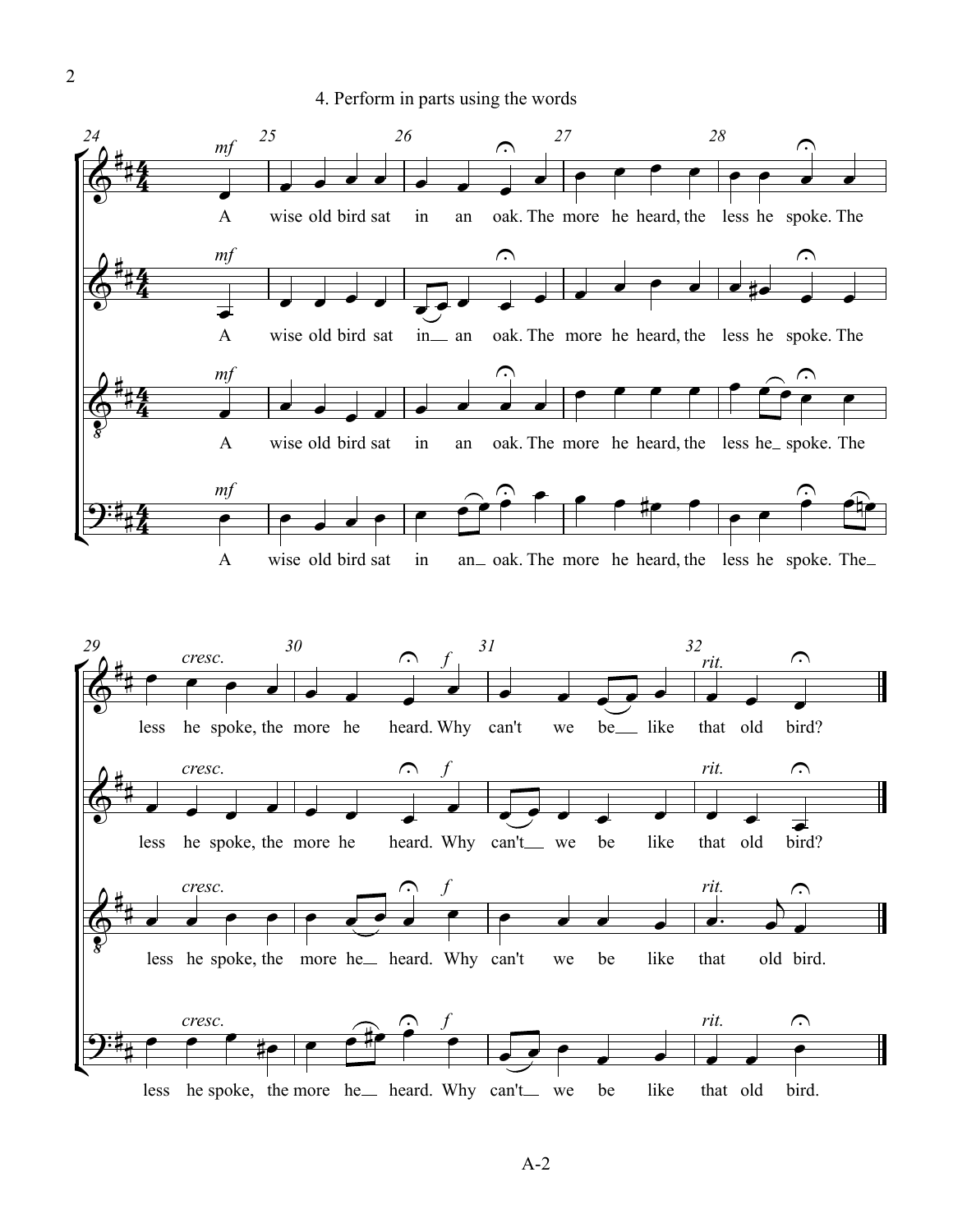4. Perform in parts using the words

A wise old bird sat in an oak. The more he heard, the less he spoke. The less he spoke, the more he heard. Why can't we be like that old bird?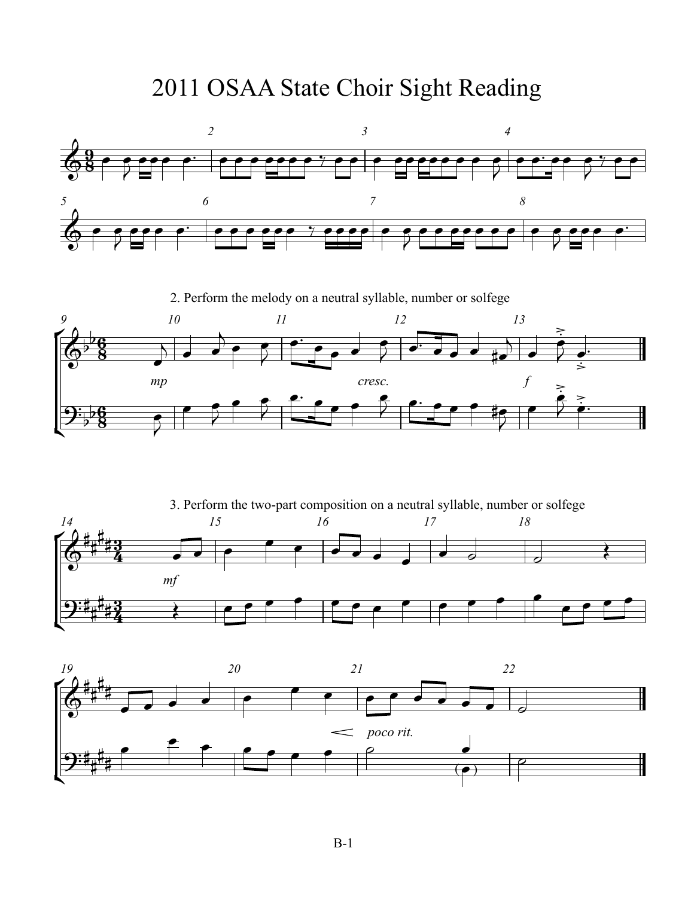# 2011 OSAA State Choir Sight Reading

2. Perform the melody on a neutral syllable, number or solfege

3. Perform the two-part composition on a neutral syllable, number or solfege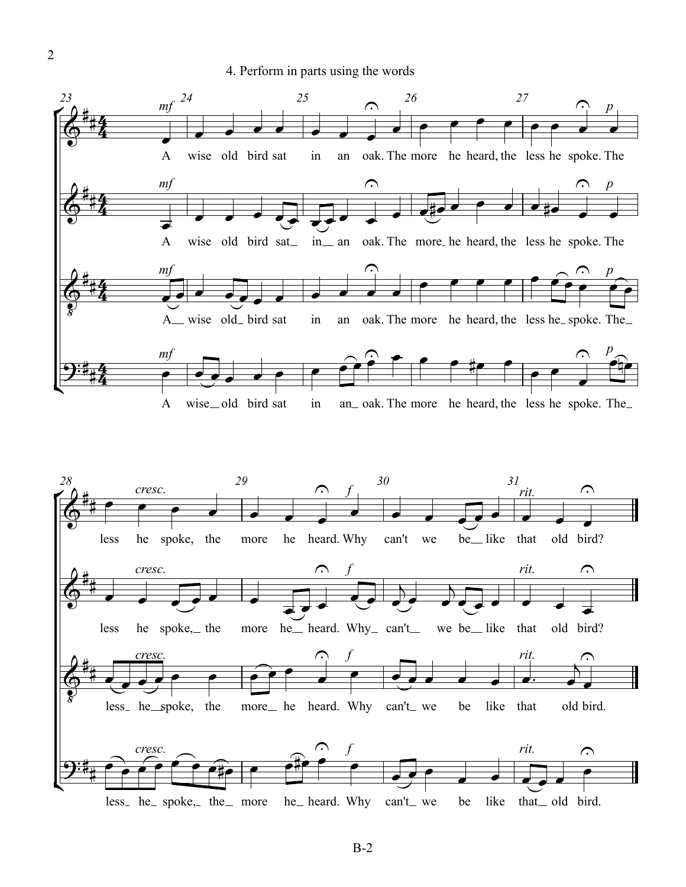4. Perform in parts using the words

A wise old bird sat in an oak. The more he heard, the less he spoke. The less he spoke, the more he heard. Why can't we be like that old bird?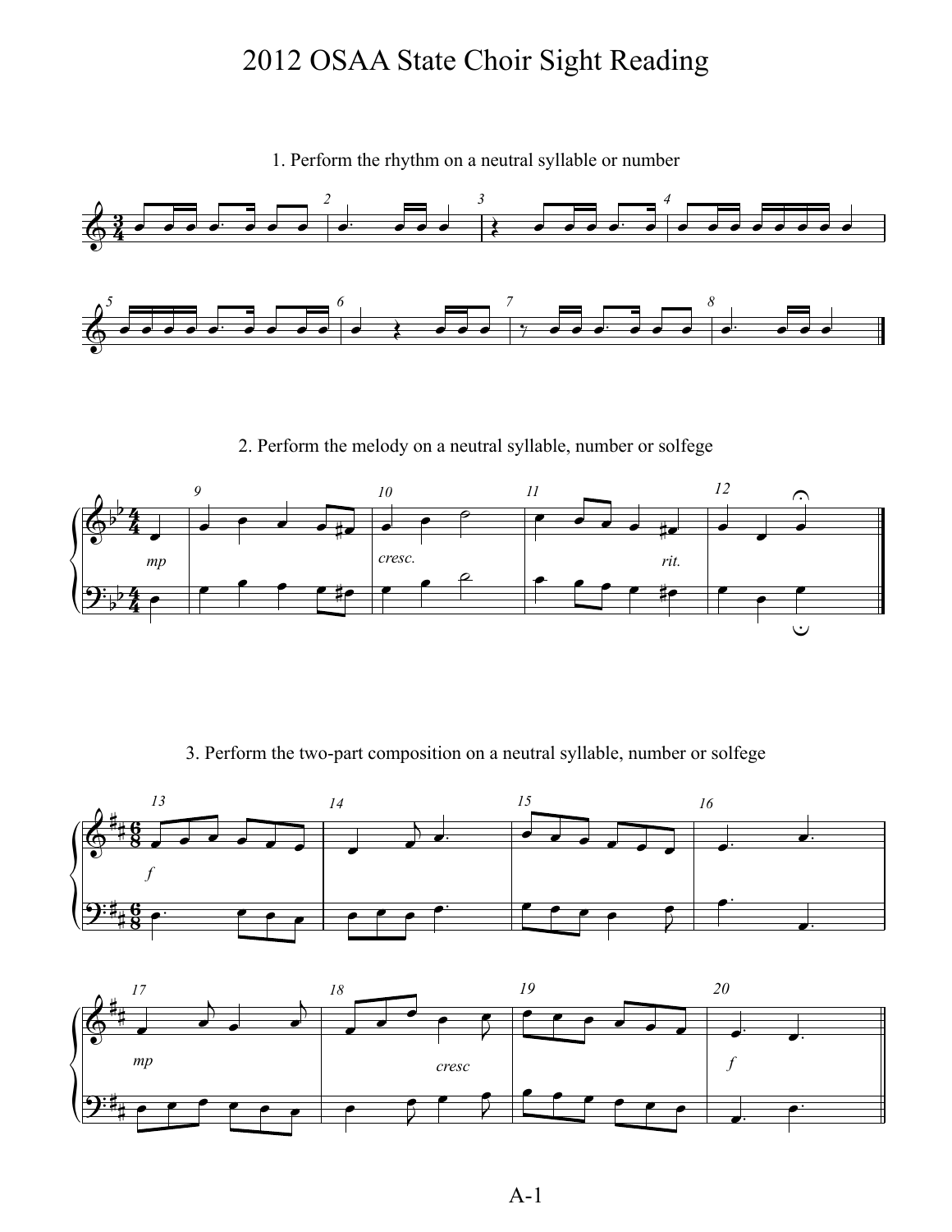# 2012 OSAA State Choir Sight Reading

1. Perform the rhythm on a neutral syllable or number

2. Perform the melody on a neutral syllable, number or solfege

3. Perform the two-part composition on a neutral syllable, number or solfege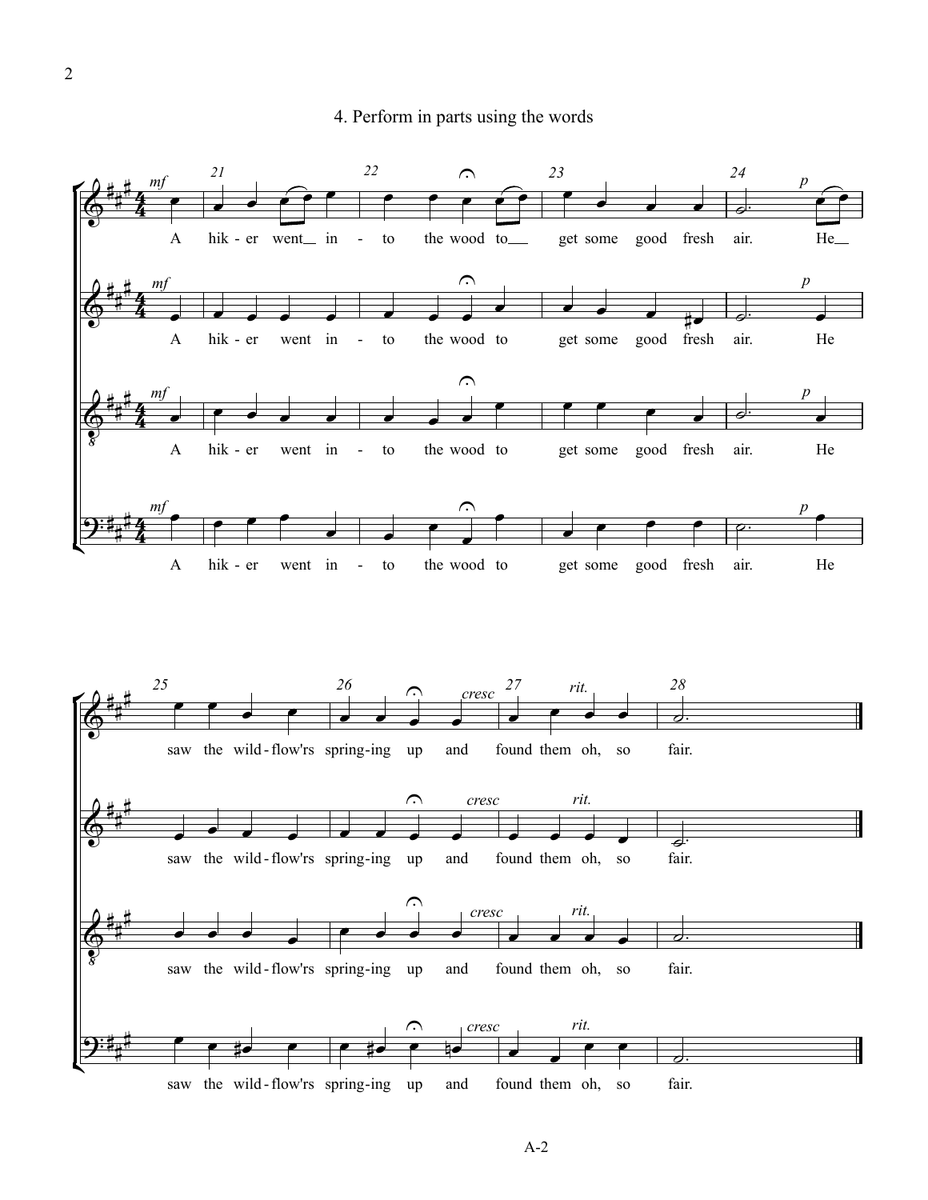4. Perform in parts using the words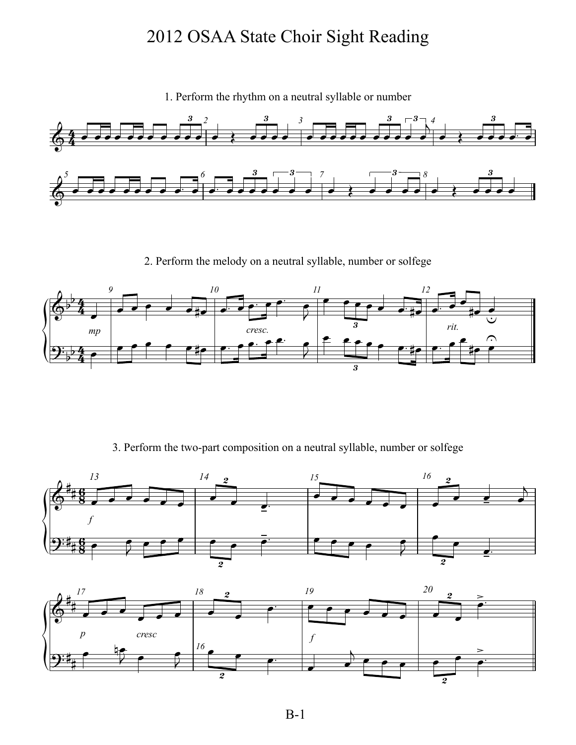# 2012 OSAA State Choir Sight Reading

1. Perform the rhythm on a neutral syllable or number

2. Perform the melody on a neutral syllable, number or solfege

3. Perform the two-part composition on a neutral syllable, number or solfege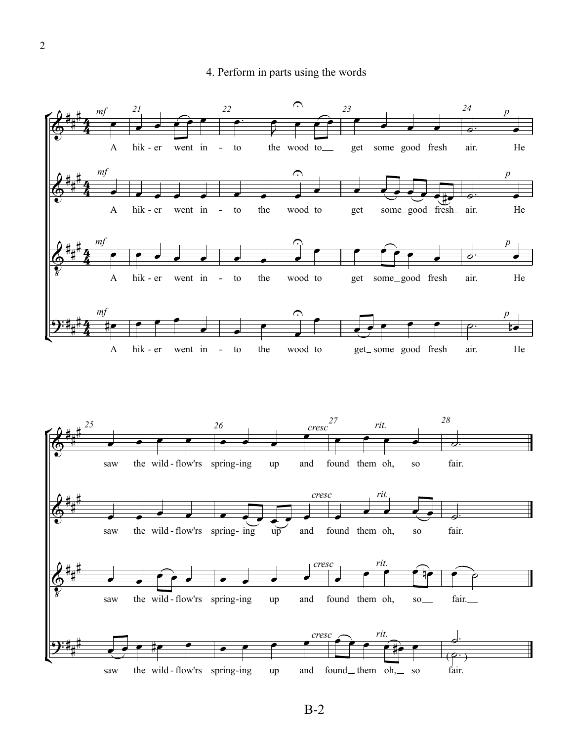4. Perform in parts using the words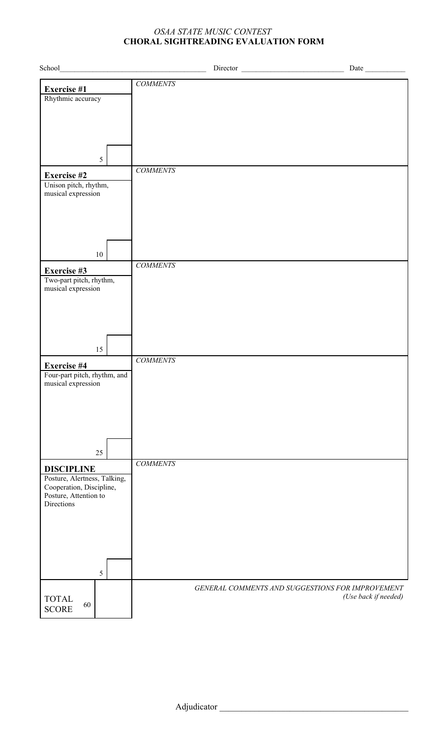*OSAA STATE MUSIC CONTEST*
**CHORAL SIGHTREADING EVALUATION FORM**

School\_\_\_\_\_\_\_\_\_\_\_\_\_\_\_\_\_\_\_\_\_\_\_\_\_\_\_\_\_\_\_\_\_\_\_\_\_\_ Director \_\_\_\_\_\_\_\_\_\_\_\_\_\_\_\_\_\_\_\_\_\_\_\_\_\_\_\_ Date \_\_\_\_\_\_\_\_\_\_\_

| | | |
|---|---|---|
| **Exercise #1**<br>Rhythmic accuracy | 5 | *COMMENTS* |
| **Exercise #2**<br>Unison pitch, rhythm, musical expression | 10 | *COMMENTS* |
| **Exercise #3**<br>Two-part pitch, rhythm, musical expression | 15 | *COMMENTS* |
| **Exercise #4**<br>Four-part pitch, rhythm, and musical expression | 25 | *COMMENTS* |
| **DISCIPLINE**<br>Posture, Alertness, Talking, Cooperation, Discipline, Posture, Attention to Directions | 5 | *COMMENTS* |
| TOTAL SCORE | 60 | *GENERAL COMMENTS AND SUGGESTIONS FOR IMPROVEMENT (Use back if needed)* |

Adjudicator \_\_\_\_\_\_\_\_\_\_\_\_\_\_\_\_\_\_\_\_\_\_\_\_\_\_\_\_\_\_\_\_\_\_\_\_\_\_\_\_\_\_\_\_